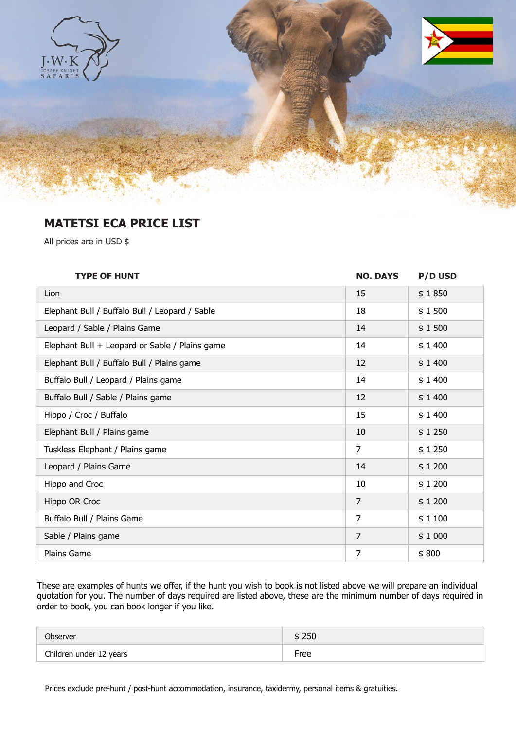## MATETSI ECA PRICE LIST

All prices are in USD $

| TYPE OF HUNT | NO. DAYS | P/D USD |
|---|---|---|
| Lion | 15 | $ 1 850 |
| Elephant Bull / Buffalo Bull / Leopard / Sable | 18 | $ 1 500 |
| Leopard / Sable / Plains Game | 14 | $ 1 500 |
| Elephant Bull + Leopard or Sable / Plains game | 14 | $ 1 400 |
| Elephant Bull / Buffalo Bull / Plains game | 12 | $ 1 400 |
| Buffalo Bull / Leopard / Plains game | 14 | $ 1 400 |
| Buffalo Bull / Sable / Plains game | 12 | $ 1 400 |
| Hippo / Croc / Buffalo | 15 | $ 1 400 |
| Elephant Bull / Plains game | 10 | $ 1 250 |
| Tuskless Elephant / Plains game | 7 | $ 1 250 |
| Leopard / Plains Game | 14 | $ 1 200 |
| Hippo and Croc | 10 | $ 1 200 |
| Hippo OR Croc | 7 | $ 1 200 |
| Buffalo Bull / Plains Game | 7 | $ 1 100 |
| Sable / Plains game | 7 | $ 1 000 |
| Plains Game | 7 | $ 800 |

These are examples of hunts we offer, if the hunt you wish to book is not listed above we will prepare an individual quotation for you. The number of days required are listed above, these are the minimum number of days required in order to book, you can book longer if you like.

| | |
|---|---|
| Observer | $ 250 |
| Children under 12 years | Free |

Prices exclude pre-hunt / post-hunt accommodation, insurance, taxidermy, personal items & gratuities.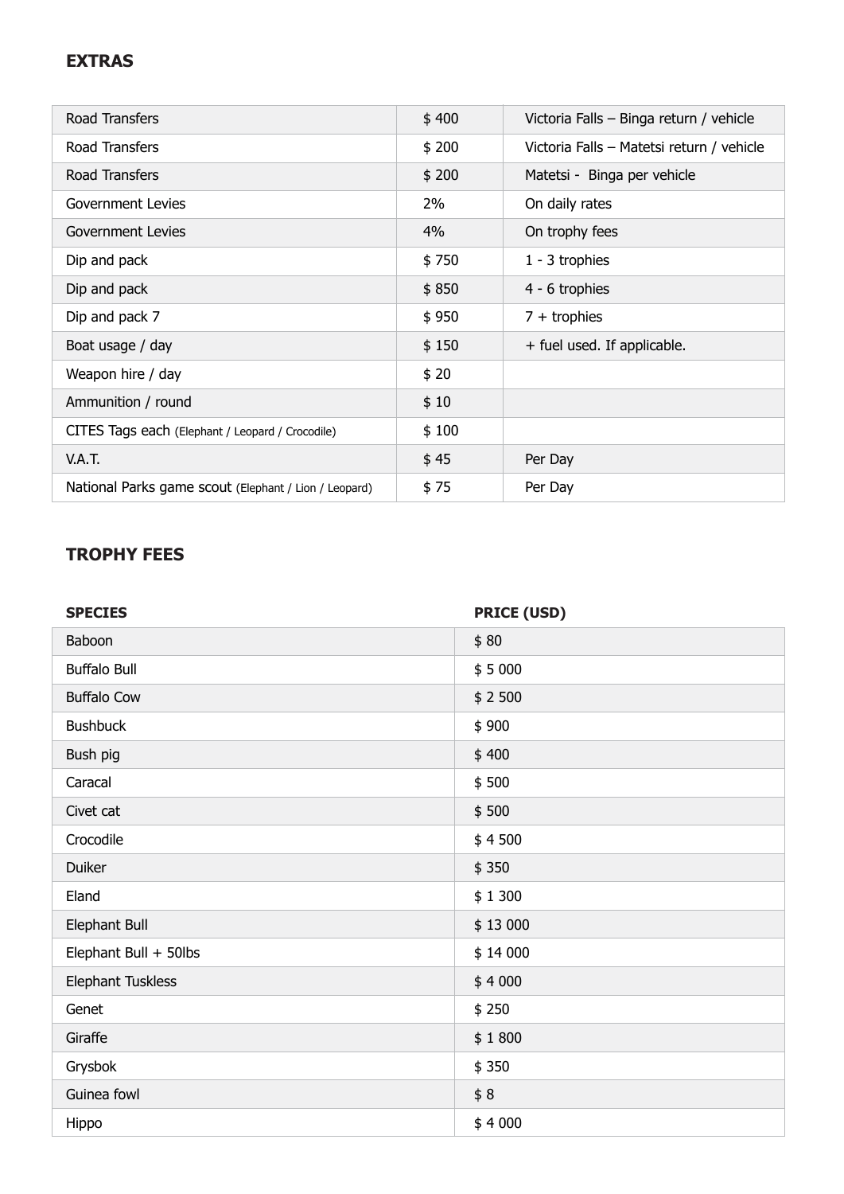## EXTRAS

| | | |
|---|---|---|
| Road Transfers | $ 400 | Victoria Falls – Binga return / vehicle |
| Road Transfers | $ 200 | Victoria Falls – Matetsi return / vehicle |
| Road Transfers | $ 200 | Matetsi - Binga per vehicle |
| Government Levies | 2% | On daily rates |
| Government Levies | 4% | On trophy fees |
| Dip and pack | $ 750 | 1 - 3 trophies |
| Dip and pack | $ 850 | 4 - 6 trophies |
| Dip and pack 7 | $ 950 | 7 + trophies |
| Boat usage / day | $ 150 | + fuel used. If applicable. |
| Weapon hire / day | $ 20 | |
| Ammunition / round | $ 10 | |
| CITES Tags each (Elephant / Leopard / Crocodile) | $ 100 | |
| V.A.T. | $ 45 | Per Day |
| National Parks game scout (Elephant / Lion / Leopard) | $ 75 | Per Day |

## TROPHY FEES

| SPECIES | PRICE (USD) |
|---|---|
| Baboon | $ 80 |
| Buffalo Bull | $ 5 000 |
| Buffalo Cow | $ 2 500 |
| Bushbuck | $ 900 |
| Bush pig | $ 400 |
| Caracal | $ 500 |
| Civet cat | $ 500 |
| Crocodile | $ 4 500 |
| Duiker | $ 350 |
| Eland | $ 1 300 |
| Elephant Bull | $ 13 000 |
| Elephant Bull + 50lbs | $ 14 000 |
| Elephant Tuskless | $ 4 000 |
| Genet | $ 250 |
| Giraffe | $ 1 800 |
| Grysbok | $ 350 |
| Guinea fowl | $ 8 |
| Hippo | $ 4 000 |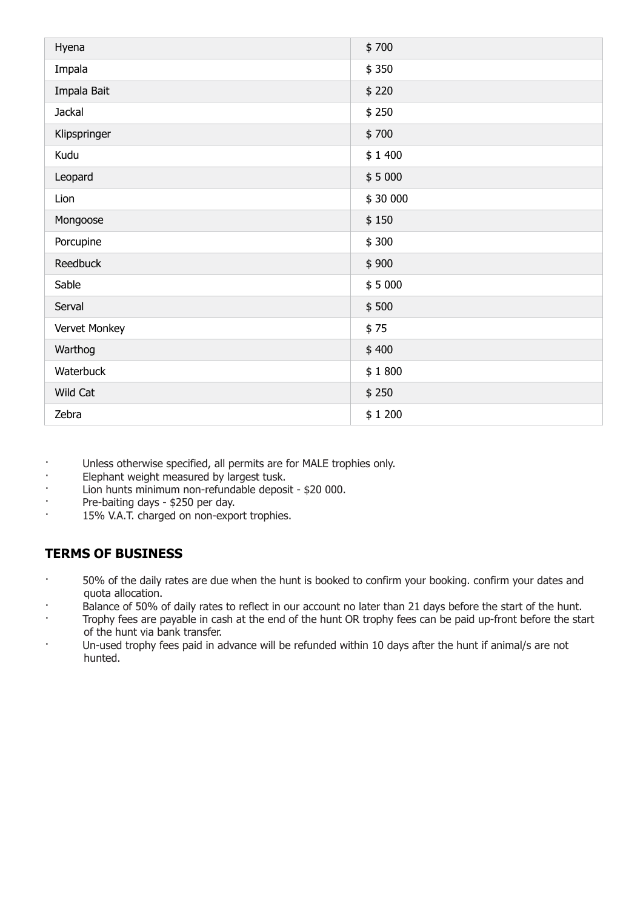| | |
|---|---|
| Hyena | $ 700 |
| Impala | $ 350 |
| Impala Bait | $ 220 |
| Jackal | $ 250 |
| Klipspringer | $ 700 |
| Kudu | $ 1 400 |
| Leopard | $ 5 000 |
| Lion | $ 30 000 |
| Mongoose | $ 150 |
| Porcupine | $ 300 |
| Reedbuck | $ 900 |
| Sable | $ 5 000 |
| Serval | $ 500 |
| Vervet Monkey | $ 75 |
| Warthog | $ 400 |
| Waterbuck | $ 1 800 |
| Wild Cat | $ 250 |
| Zebra | $ 1 200 |

- Unless otherwise specified, all permits are for MALE trophies only.
- Elephant weight measured by largest tusk.
- Lion hunts minimum non-refundable deposit - $20 000.
- Pre-baiting days - $250 per day.
- 15% V.A.T. charged on non-export trophies.

## TERMS OF BUSINESS

- 50% of the daily rates are due when the hunt is booked to confirm your booking. confirm your dates and quota allocation.
- Balance of 50% of daily rates to reflect in our account no later than 21 days before the start of the hunt.
- Trophy fees are payable in cash at the end of the hunt OR trophy fees can be paid up-front before the start of the hunt via bank transfer.
- Un-used trophy fees paid in advance will be refunded within 10 days after the hunt if animal/s are not hunted.